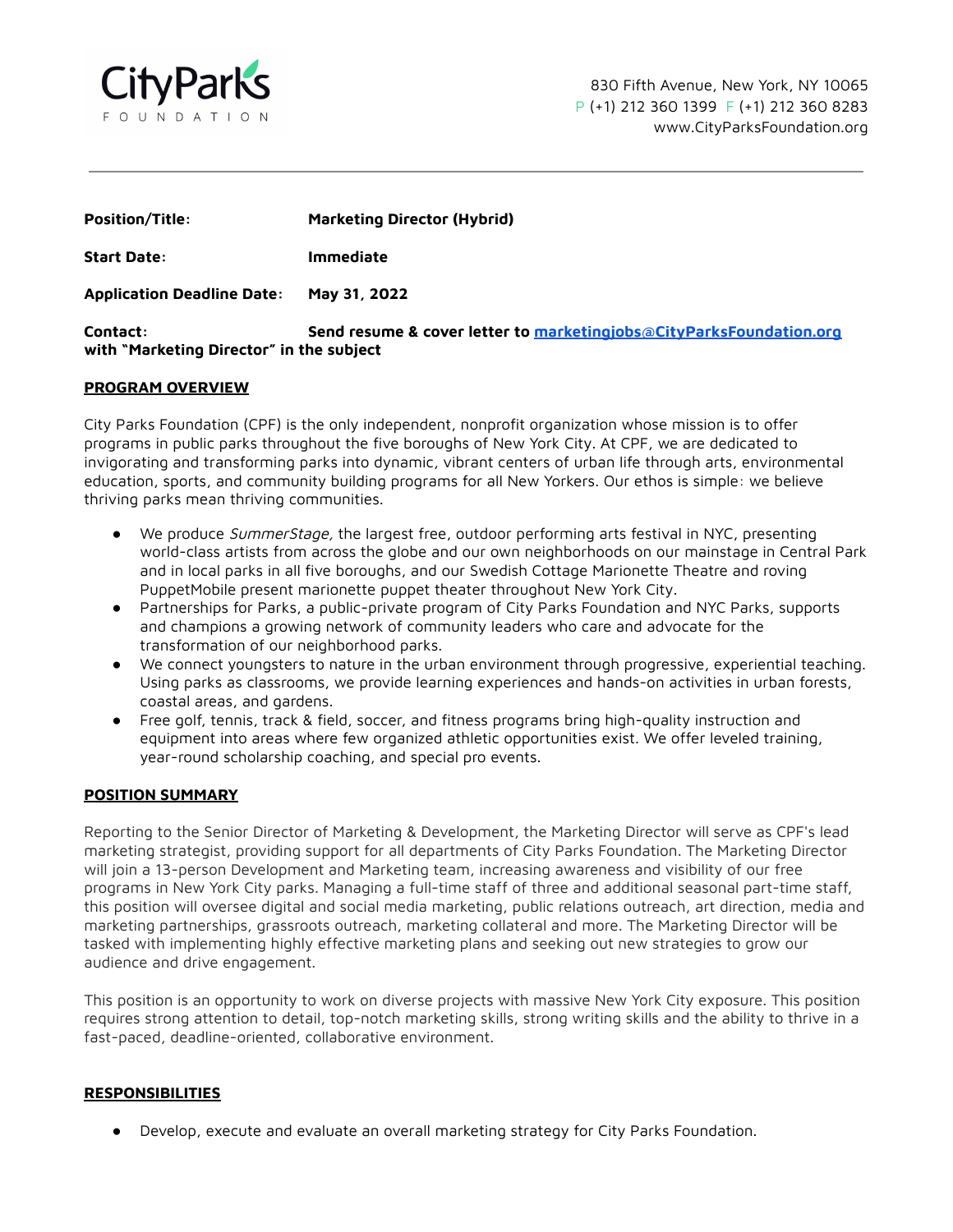City Parks Foundation

830 Fifth Avenue, New York, NY 10065
P (+1) 212 360 1399 F (+1) 212 360 8283
www.CityParksFoundation.org

---

**Position/Title:** **Marketing Director (Hybrid)**

**Start Date:** **Immediate**

**Application Deadline Date:** **May 31, 2022**

**Contact:** **Send resume & cover letter to marketingjobs@CityParksFoundation.org with "Marketing Director" in the subject**

## PROGRAM OVERVIEW

City Parks Foundation (CPF) is the only independent, nonprofit organization whose mission is to offer programs in public parks throughout the five boroughs of New York City. At CPF, we are dedicated to invigorating and transforming parks into dynamic, vibrant centers of urban life through arts, environmental education, sports, and community building programs for all New Yorkers. Our ethos is simple: we believe thriving parks mean thriving communities.

- We produce *SummerStage,* the largest free, outdoor performing arts festival in NYC, presenting world-class artists from across the globe and our own neighborhoods on our mainstage in Central Park and in local parks in all five boroughs, and our Swedish Cottage Marionette Theatre and roving PuppetMobile present marionette puppet theater throughout New York City.
- Partnerships for Parks, a public-private program of City Parks Foundation and NYC Parks, supports and champions a growing network of community leaders who care and advocate for the transformation of our neighborhood parks.
- We connect youngsters to nature in the urban environment through progressive, experiential teaching. Using parks as classrooms, we provide learning experiences and hands-on activities in urban forests, coastal areas, and gardens.
- Free golf, tennis, track & field, soccer, and fitness programs bring high-quality instruction and equipment into areas where few organized athletic opportunities exist. We offer leveled training, year-round scholarship coaching, and special pro events.

## POSITION SUMMARY

Reporting to the Senior Director of Marketing & Development, the Marketing Director will serve as CPF's lead marketing strategist, providing support for all departments of City Parks Foundation. The Marketing Director will join a 13-person Development and Marketing team, increasing awareness and visibility of our free programs in New York City parks. Managing a full-time staff of three and additional seasonal part-time staff, this position will oversee digital and social media marketing, public relations outreach, art direction, media and marketing partnerships, grassroots outreach, marketing collateral and more. The Marketing Director will be tasked with implementing highly effective marketing plans and seeking out new strategies to grow our audience and drive engagement.

This position is an opportunity to work on diverse projects with massive New York City exposure. This position requires strong attention to detail, top-notch marketing skills, strong writing skills and the ability to thrive in a fast-paced, deadline-oriented, collaborative environment.

## RESPONSIBILITIES

- Develop, execute and evaluate an overall marketing strategy for City Parks Foundation.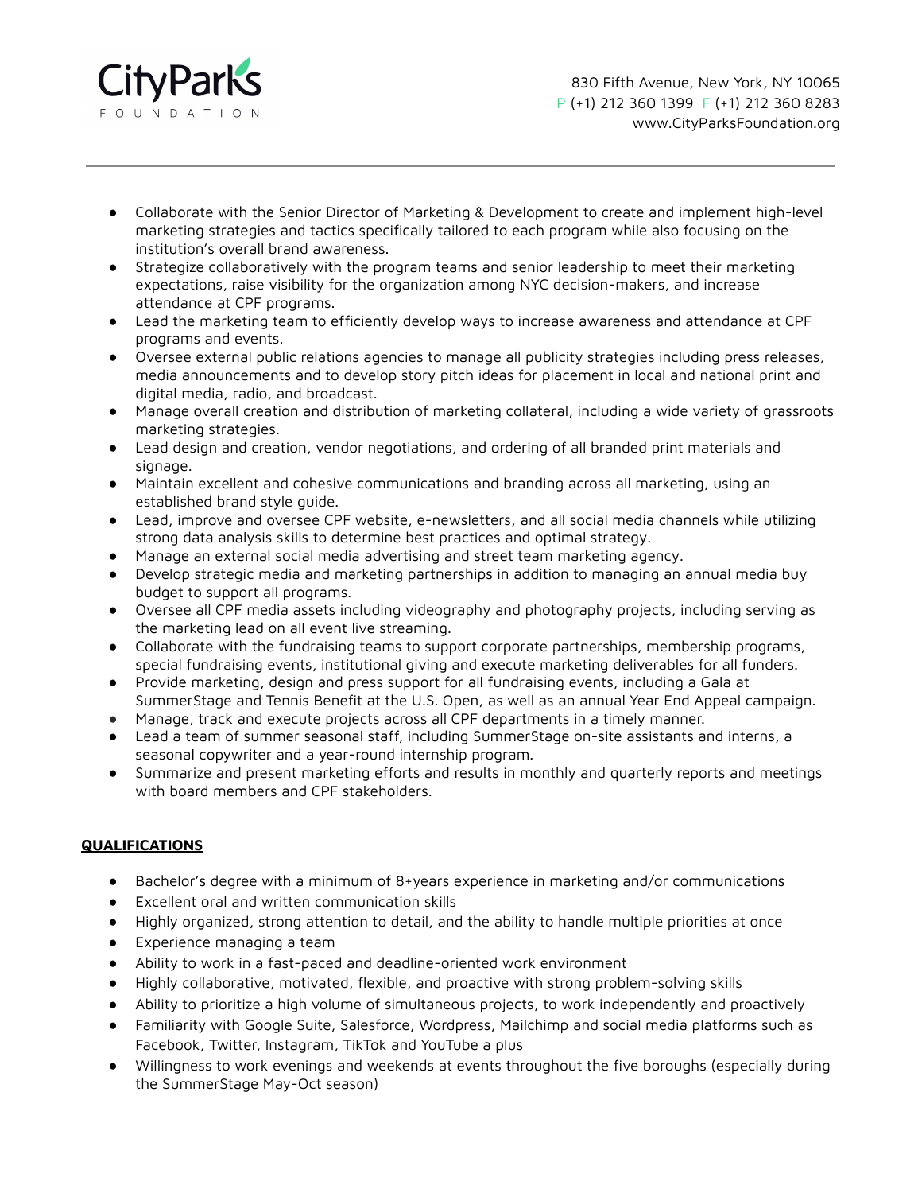- Collaborate with the Senior Director of Marketing & Development to create and implement high-level marketing strategies and tactics specifically tailored to each program while also focusing on the institution's overall brand awareness.
- Strategize collaboratively with the program teams and senior leadership to meet their marketing expectations, raise visibility for the organization among NYC decision-makers, and increase attendance at CPF programs.
- Lead the marketing team to efficiently develop ways to increase awareness and attendance at CPF programs and events.
- Oversee external public relations agencies to manage all publicity strategies including press releases, media announcements and to develop story pitch ideas for placement in local and national print and digital media, radio, and broadcast.
- Manage overall creation and distribution of marketing collateral, including a wide variety of grassroots marketing strategies.
- Lead design and creation, vendor negotiations, and ordering of all branded print materials and signage.
- Maintain excellent and cohesive communications and branding across all marketing, using an established brand style guide.
- Lead, improve and oversee CPF website, e-newsletters, and all social media channels while utilizing strong data analysis skills to determine best practices and optimal strategy.
- Manage an external social media advertising and street team marketing agency.
- Develop strategic media and marketing partnerships in addition to managing an annual media buy budget to support all programs.
- Oversee all CPF media assets including videography and photography projects, including serving as the marketing lead on all event live streaming.
- Collaborate with the fundraising teams to support corporate partnerships, membership programs, special fundraising events, institutional giving and execute marketing deliverables for all funders.
- Provide marketing, design and press support for all fundraising events, including a Gala at SummerStage and Tennis Benefit at the U.S. Open, as well as an annual Year End Appeal campaign.
- Manage, track and execute projects across all CPF departments in a timely manner.
- Lead a team of summer seasonal staff, including SummerStage on-site assistants and interns, a seasonal copywriter and a year-round internship program.
- Summarize and present marketing efforts and results in monthly and quarterly reports and meetings with board members and CPF stakeholders.

## QUALIFICATIONS

- Bachelor's degree with a minimum of 8+years experience in marketing and/or communications
- Excellent oral and written communication skills
- Highly organized, strong attention to detail, and the ability to handle multiple priorities at once
- Experience managing a team
- Ability to work in a fast-paced and deadline-oriented work environment
- Highly collaborative, motivated, flexible, and proactive with strong problem-solving skills
- Ability to prioritize a high volume of simultaneous projects, to work independently and proactively
- Familiarity with Google Suite, Salesforce, Wordpress, Mailchimp and social media platforms such as Facebook, Twitter, Instagram, TikTok and YouTube a plus
- Willingness to work evenings and weekends at events throughout the five boroughs (especially during the SummerStage May-Oct season)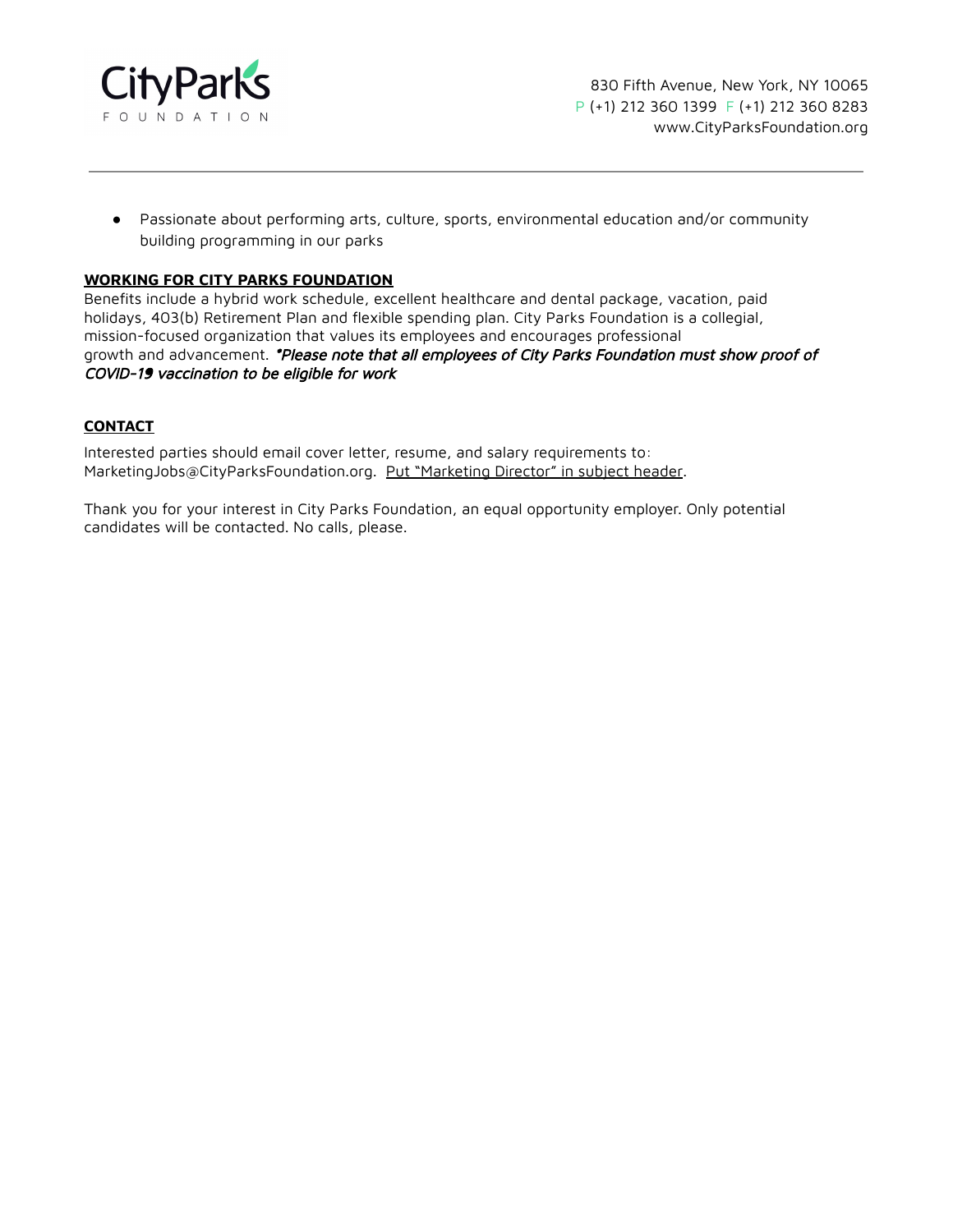- Passionate about performing arts, culture, sports, environmental education and/or community building programming in our parks

**WORKING FOR CITY PARKS FOUNDATION**

Benefits include a hybrid work schedule, excellent healthcare and dental package, vacation, paid holidays, 403(b) Retirement Plan and flexible spending plan. City Parks Foundation is a collegial, mission-focused organization that values its employees and encourages professional growth and advancement. ****Please note that all employees of City Parks Foundation must show proof of COVID-19 vaccination to be eligible for work***

**CONTACT**

Interested parties should email cover letter, resume, and salary requirements to: MarketingJobs@CityParksFoundation.org. Put "Marketing Director" in subject header.

Thank you for your interest in City Parks Foundation, an equal opportunity employer. Only potential candidates will be contacted. No calls, please.